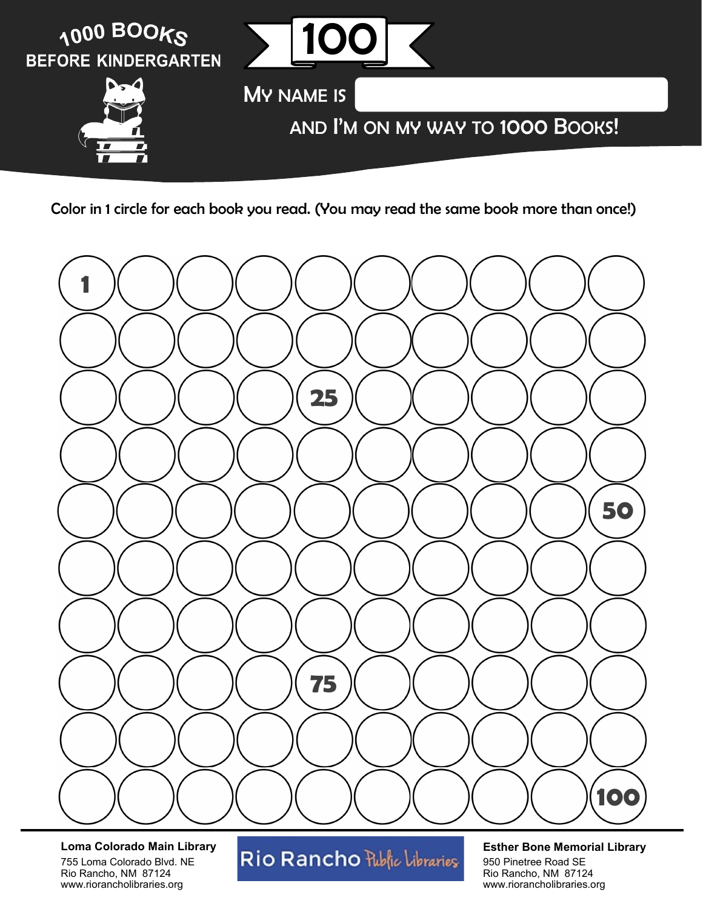# 1000 BOOKS BEFORE KINDERGARTEN

## 100

MY NAME IS

AND I'M ON MY WAY TO 1000 BOOKS!

Color in 1 circle for each book you read. (You may read the same book more than once!)

| | | | | | | | | | |
|---|---|---|---|---|---|---|---|---|---|
| 1 | | | | | | | | | |
| | | | | | | | | | |
| | | | | 25 | | | | | |
| | | | | | | | | | |
| | | | | | | | | | 50 |
| | | | | | | | | | |
| | | | | | | | | | |
| | | | | 75 | | | | | |
| | | | | | | | | | |
| | | | | | | | | | 100 |

**Loma Colorado Main Library**
755 Loma Colorado Blvd. NE
Rio Rancho, NM 87124
www.riorancholibraries.org

Rio Rancho Public Libraries

**Esther Bone Memorial Library**
950 Pinetree Road SE
Rio Rancho, NM 87124
www.riorancholibraries.org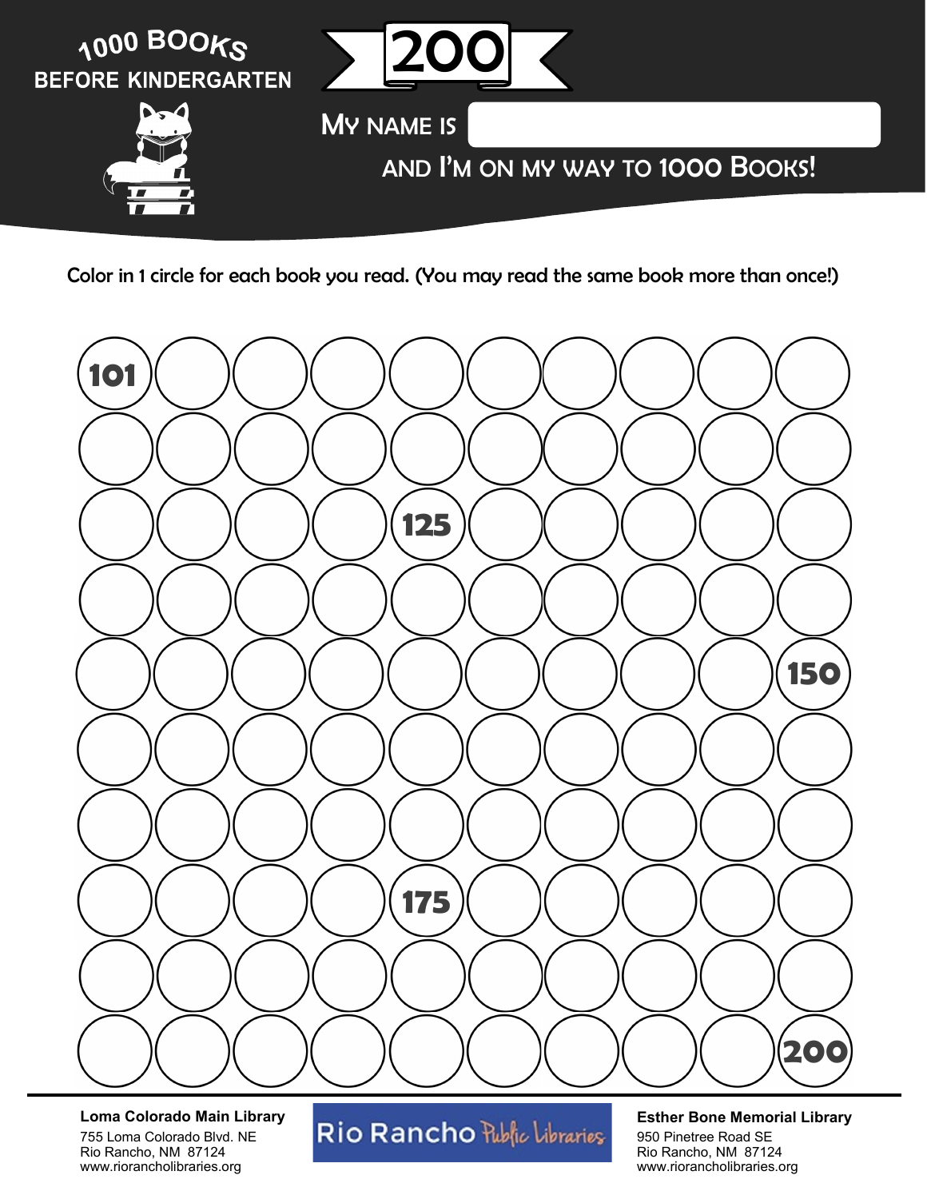# 1000 BOOKS BEFORE KINDERGARTEN

## 200

MY NAME IS

AND I'M ON MY WAY TO 1000 BOOKS!

Color in 1 circle for each book you read. (You may read the same book more than once!)

| | | | | | | | | | |
|---|---|---|---|---|---|---|---|---|---|
| 101 | | | | | | | | | |
| | | | | | | | | | |
| | | | | 125 | | | | | |
| | | | | | | | | | |
| | | | | | | | | | 150 |
| | | | | | | | | | |
| | | | | | | | | | |
| | | | | 175 | | | | | |
| | | | | | | | | | |
| | | | | | | | | | 200 |

**Loma Colorado Main Library**
755 Loma Colorado Blvd. NE
Rio Rancho, NM 87124
www.riorancholibraries.org

Rio Rancho Public Libraries

**Esther Bone Memorial Library**
950 Pinetree Road SE
Rio Rancho, NM 87124
www.riorancholibraries.org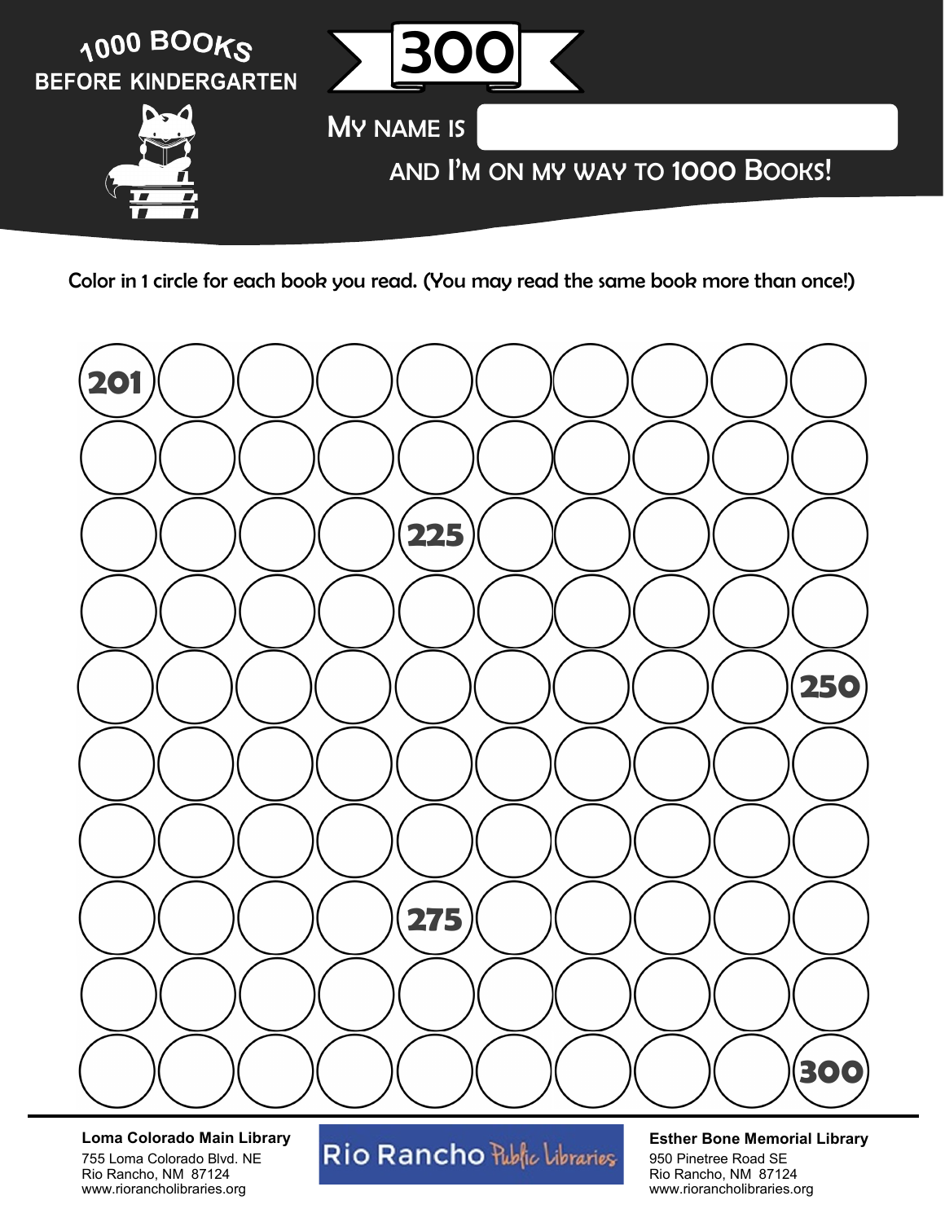# 1000 BOOKS BEFORE KINDERGARTEN

## 300

MY NAME IS

AND I'M ON MY WAY TO 1000 BOOKS!

Color in 1 circle for each book you read. (You may read the same book more than once!)

| | | | | | | | | | |
|---|---|---|---|---|---|---|---|---|---|
| 201 | | | | | | | | | |
| | | | | | | | | | |
| | | | | 225 | | | | | |
| | | | | | | | | | |
| | | | | | | | | | 250 |
| | | | | | | | | | |
| | | | | | | | | | |
| | | | | 275 | | | | | |
| | | | | | | | | | |
| | | | | | | | | | 300 |

**Loma Colorado Main Library**
755 Loma Colorado Blvd. NE
Rio Rancho, NM 87124
www.riorancholibraries.org

Rio Rancho Public Libraries

**Esther Bone Memorial Library**
950 Pinetree Road SE
Rio Rancho, NM 87124
www.riorancholibraries.org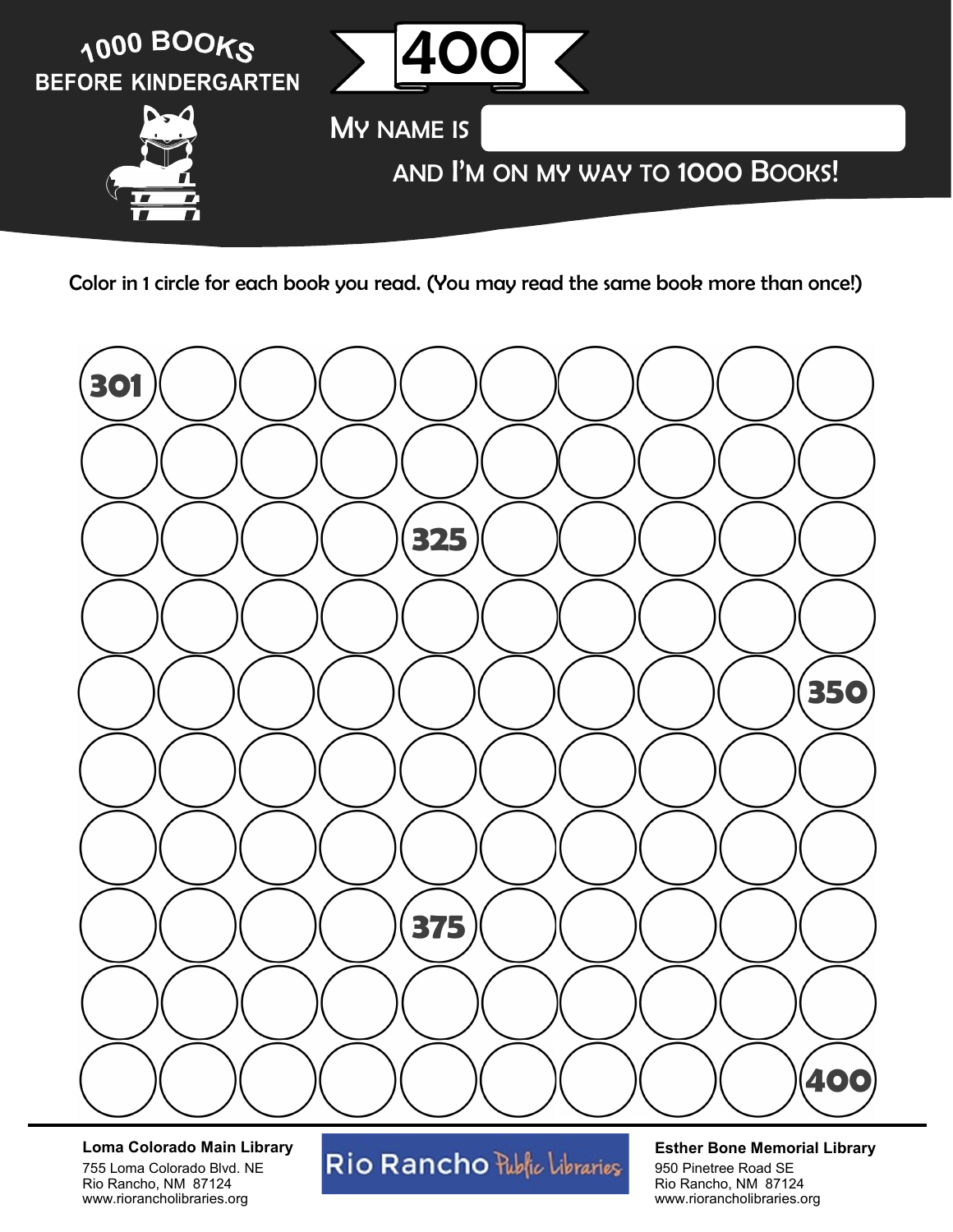1000 BOOKS BEFORE KINDERGARTEN

# 400

MY NAME IS

AND I'M ON MY WAY TO 1000 BOOKS!

Color in 1 circle for each book you read. (You may read the same book more than once!)

| | | | | | | | | | |
|---|---|---|---|---|---|---|---|---|---|
| 301 | | | | | | | | | |
| | | | | | | | | | |
| | | | | 325 | | | | | |
| | | | | | | | | | |
| | | | | | | | | | 350 |
| | | | | | | | | | |
| | | | | | | | | | |
| | | | | 375 | | | | | |
| | | | | | | | | | |
| | | | | | | | | | 400 |

**Loma Colorado Main Library**
755 Loma Colorado Blvd. NE
Rio Rancho, NM 87124
www.riorancholibraries.org

Rio Rancho Public Libraries

**Esther Bone Memorial Library**
950 Pinetree Road SE
Rio Rancho, NM 87124
www.riorancholibraries.org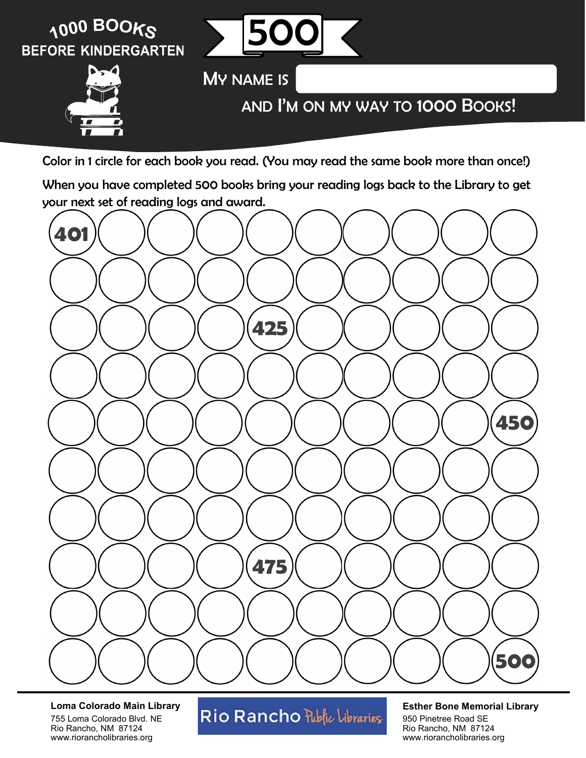1000 BOOKS BEFORE KINDERGARTEN

# 500

MY NAME IS

AND I'M ON MY WAY TO 1000 BOOKS!

Color in 1 circle for each book you read. (You may read the same book more than once!)

When you have completed 500 books bring your reading logs back to the Library to get your next set of reading logs and award.

| | | | | | | | | | |
|---|---|---|---|---|---|---|---|---|---|
| 401 | | | | | | | | | |
| | | | | | | | | | |
| | | | | 425 | | | | | |
| | | | | | | | | | |
| | | | | | | | | | 450 |
| | | | | | | | | | |
| | | | | | | | | | |
| | | | | 475 | | | | | |
| | | | | | | | | | |
| | | | | | | | | | 500 |

**Loma Colorado Main Library**
755 Loma Colorado Blvd. NE
Rio Rancho, NM 87124
www.riorancholibraries.org

Rio Rancho Public Libraries

**Esther Bone Memorial Library**
950 Pinetree Road SE
Rio Rancho, NM 87124
www.riorancholibraries.org